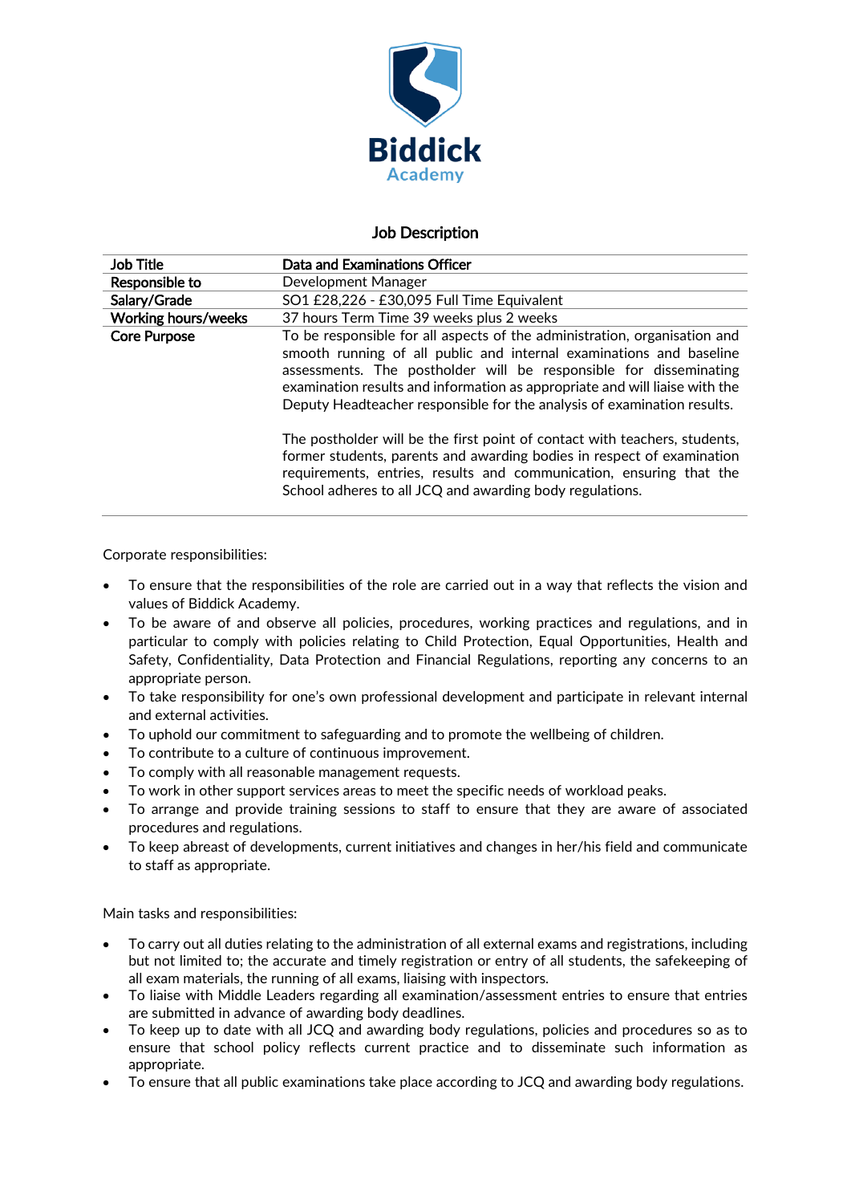Biddick
Academy

## Job Description

| Job Title | Data and Examinations Officer |
|---|---|
| Responsible to | Development Manager |
| Salary/Grade | SO1 £28,226 - £30,095 Full Time Equivalent |
| Working hours/weeks | 37 hours Term Time 39 weeks plus 2 weeks |
| Core Purpose | To be responsible for all aspects of the administration, organisation and smooth running of all public and internal examinations and baseline assessments. The postholder will be responsible for disseminating examination results and information as appropriate and will liaise with the Deputy Headteacher responsible for the analysis of examination results.<br><br>The postholder will be the first point of contact with teachers, students, former students, parents and awarding bodies in respect of examination requirements, entries, results and communication, ensuring that the School adheres to all JCQ and awarding body regulations. |

Corporate responsibilities:

- To ensure that the responsibilities of the role are carried out in a way that reflects the vision and values of Biddick Academy.
- To be aware of and observe all policies, procedures, working practices and regulations, and in particular to comply with policies relating to Child Protection, Equal Opportunities, Health and Safety, Confidentiality, Data Protection and Financial Regulations, reporting any concerns to an appropriate person.
- To take responsibility for one's own professional development and participate in relevant internal and external activities.
- To uphold our commitment to safeguarding and to promote the wellbeing of children.
- To contribute to a culture of continuous improvement.
- To comply with all reasonable management requests.
- To work in other support services areas to meet the specific needs of workload peaks.
- To arrange and provide training sessions to staff to ensure that they are aware of associated procedures and regulations.
- To keep abreast of developments, current initiatives and changes in her/his field and communicate to staff as appropriate.

Main tasks and responsibilities:

- To carry out all duties relating to the administration of all external exams and registrations, including but not limited to; the accurate and timely registration or entry of all students, the safekeeping of all exam materials, the running of all exams, liaising with inspectors.
- To liaise with Middle Leaders regarding all examination/assessment entries to ensure that entries are submitted in advance of awarding body deadlines.
- To keep up to date with all JCQ and awarding body regulations, policies and procedures so as to ensure that school policy reflects current practice and to disseminate such information as appropriate.
- To ensure that all public examinations take place according to JCQ and awarding body regulations.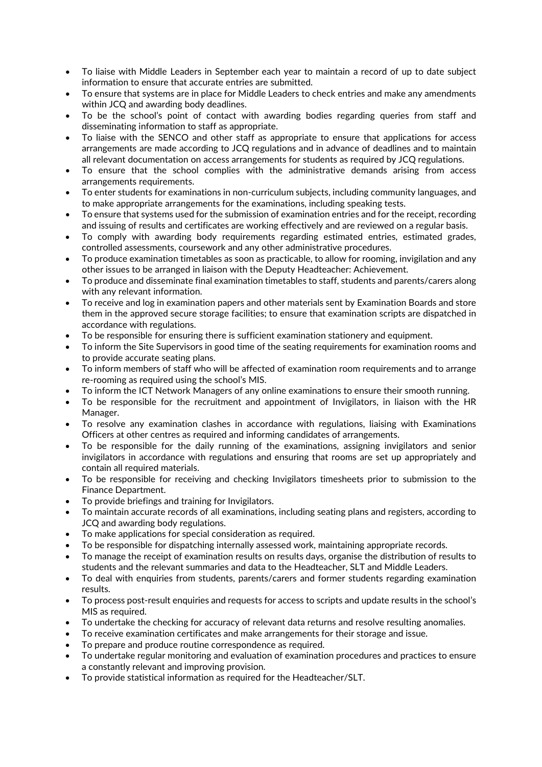- To liaise with Middle Leaders in September each year to maintain a record of up to date subject information to ensure that accurate entries are submitted.
- To ensure that systems are in place for Middle Leaders to check entries and make any amendments within JCQ and awarding body deadlines.
- To be the school's point of contact with awarding bodies regarding queries from staff and disseminating information to staff as appropriate.
- To liaise with the SENCO and other staff as appropriate to ensure that applications for access arrangements are made according to JCQ regulations and in advance of deadlines and to maintain all relevant documentation on access arrangements for students as required by JCQ regulations.
- To ensure that the school complies with the administrative demands arising from access arrangements requirements.
- To enter students for examinations in non-curriculum subjects, including community languages, and to make appropriate arrangements for the examinations, including speaking tests.
- To ensure that systems used for the submission of examination entries and for the receipt, recording and issuing of results and certificates are working effectively and are reviewed on a regular basis.
- To comply with awarding body requirements regarding estimated entries, estimated grades, controlled assessments, coursework and any other administrative procedures.
- To produce examination timetables as soon as practicable, to allow for rooming, invigilation and any other issues to be arranged in liaison with the Deputy Headteacher: Achievement.
- To produce and disseminate final examination timetables to staff, students and parents/carers along with any relevant information.
- To receive and log in examination papers and other materials sent by Examination Boards and store them in the approved secure storage facilities; to ensure that examination scripts are dispatched in accordance with regulations.
- To be responsible for ensuring there is sufficient examination stationery and equipment.
- To inform the Site Supervisors in good time of the seating requirements for examination rooms and to provide accurate seating plans.
- To inform members of staff who will be affected of examination room requirements and to arrange re-rooming as required using the school's MIS.
- To inform the ICT Network Managers of any online examinations to ensure their smooth running.
- To be responsible for the recruitment and appointment of Invigilators, in liaison with the HR Manager.
- To resolve any examination clashes in accordance with regulations, liaising with Examinations Officers at other centres as required and informing candidates of arrangements.
- To be responsible for the daily running of the examinations, assigning invigilators and senior invigilators in accordance with regulations and ensuring that rooms are set up appropriately and contain all required materials.
- To be responsible for receiving and checking Invigilators timesheets prior to submission to the Finance Department.
- To provide briefings and training for Invigilators.
- To maintain accurate records of all examinations, including seating plans and registers, according to JCQ and awarding body regulations.
- To make applications for special consideration as required.
- To be responsible for dispatching internally assessed work, maintaining appropriate records.
- To manage the receipt of examination results on results days, organise the distribution of results to students and the relevant summaries and data to the Headteacher, SLT and Middle Leaders.
- To deal with enquiries from students, parents/carers and former students regarding examination results.
- To process post-result enquiries and requests for access to scripts and update results in the school's MIS as required.
- To undertake the checking for accuracy of relevant data returns and resolve resulting anomalies.
- To receive examination certificates and make arrangements for their storage and issue.
- To prepare and produce routine correspondence as required.
- To undertake regular monitoring and evaluation of examination procedures and practices to ensure a constantly relevant and improving provision.
- To provide statistical information as required for the Headteacher/SLT.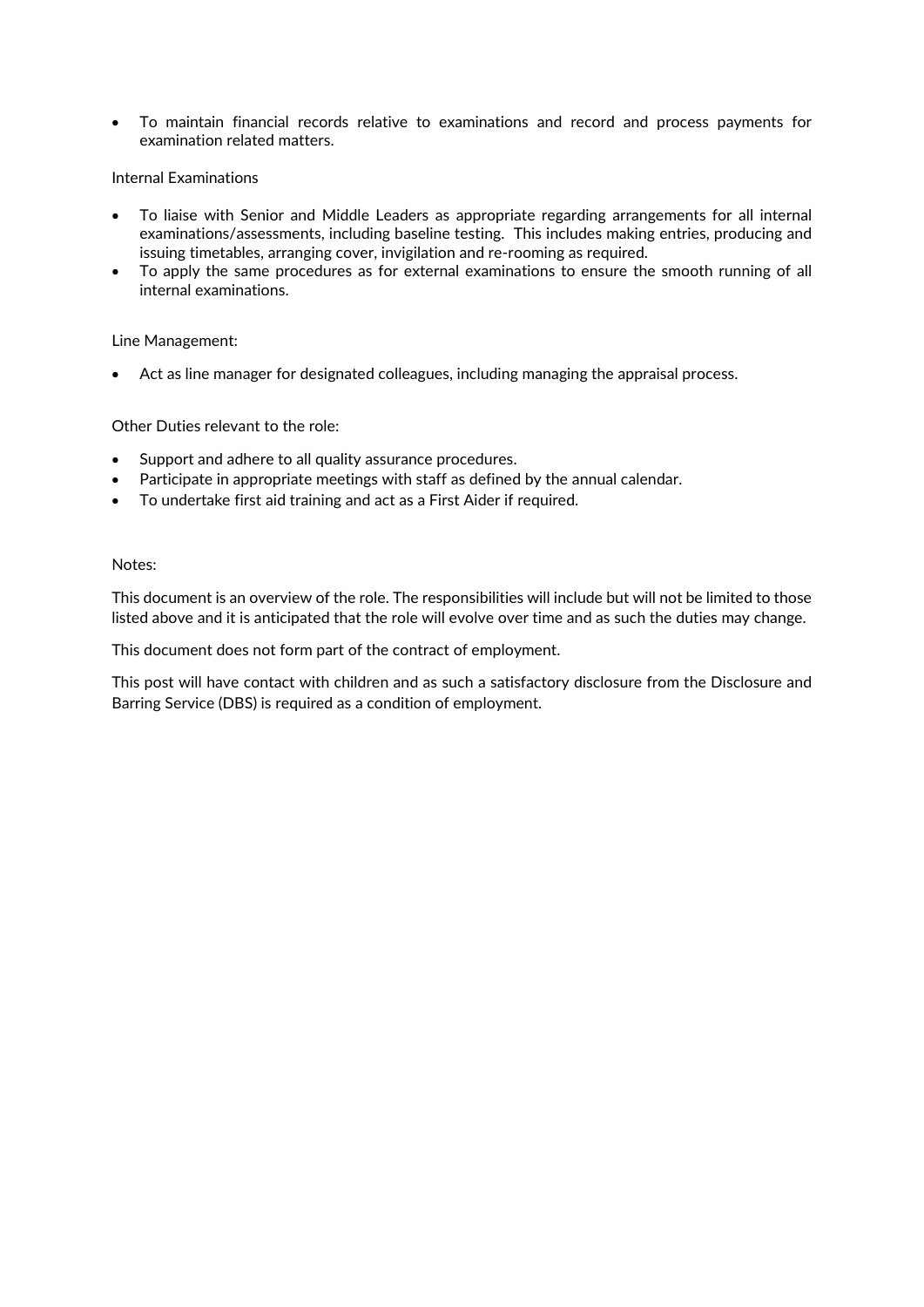- To maintain financial records relative to examinations and record and process payments for examination related matters.

Internal Examinations

- To liaise with Senior and Middle Leaders as appropriate regarding arrangements for all internal examinations/assessments, including baseline testing. This includes making entries, producing and issuing timetables, arranging cover, invigilation and re-rooming as required.
- To apply the same procedures as for external examinations to ensure the smooth running of all internal examinations.

Line Management:

- Act as line manager for designated colleagues, including managing the appraisal process.

Other Duties relevant to the role:

- Support and adhere to all quality assurance procedures.
- Participate in appropriate meetings with staff as defined by the annual calendar.
- To undertake first aid training and act as a First Aider if required.

Notes:

This document is an overview of the role. The responsibilities will include but will not be limited to those listed above and it is anticipated that the role will evolve over time and as such the duties may change.

This document does not form part of the contract of employment.

This post will have contact with children and as such a satisfactory disclosure from the Disclosure and Barring Service (DBS) is required as a condition of employment.